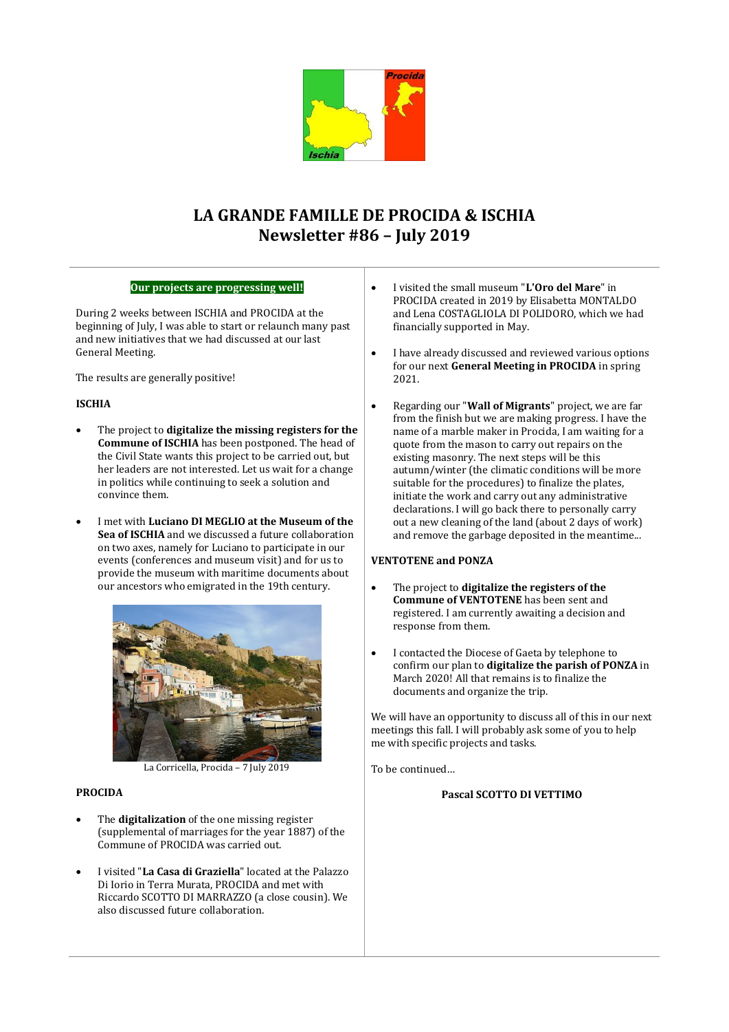# LA GRANDE FAMILLE DE PROCIDA & ISCHIA
## Newsletter #86 – July 2019

**Our projects are progressing well!**

During 2 weeks between ISCHIA and PROCIDA at the beginning of July, I was able to start or relaunch many past and new initiatives that we had discussed at our last General Meeting.

The results are generally positive!

**ISCHIA**

- The project to **digitalize the missing registers for the Commune of ISCHIA** has been postponed. The head of the Civil State wants this project to be carried out, but her leaders are not interested. Let us wait for a change in politics while continuing to seek a solution and convince them.
- I met with **Luciano DI MEGLIO at the Museum of the Sea of ISCHIA** and we discussed a future collaboration on two axes, namely for Luciano to participate in our events (conferences and museum visit) and for us to provide the museum with maritime documents about our ancestors who emigrated in the 19th century.

La Corricella, Procida – 7 July 2019

**PROCIDA**

- The **digitalization** of the one missing register (supplemental of marriages for the year 1887) of the Commune of PROCIDA was carried out.
- I visited "**La Casa di Graziella**" located at the Palazzo Di Iorio in Terra Murata, PROCIDA and met with Riccardo SCOTTO DI MARRAZZO (a close cousin). We also discussed future collaboration.
- I visited the small museum "**L'Oro del Mare**" in PROCIDA created in 2019 by Elisabetta MONTALDO and Lena COSTAGLIOLA DI POLIDORO, which we had financially supported in May.
- I have already discussed and reviewed various options for our next **General Meeting in PROCIDA** in spring 2021.
- Regarding our "**Wall of Migrants**" project, we are far from the finish but we are making progress. I have the name of a marble maker in Procida, I am waiting for a quote from the mason to carry out repairs on the existing masonry. The next steps will be this autumn/winter (the climatic conditions will be more suitable for the procedures) to finalize the plates, initiate the work and carry out any administrative declarations. I will go back there to personally carry out a new cleaning of the land (about 2 days of work) and remove the garbage deposited in the meantime...

**VENTOTENE and PONZA**

- The project to **digitalize the registers of the Commune of VENTOTENE** has been sent and registered. I am currently awaiting a decision and response from them.
- I contacted the Diocese of Gaeta by telephone to confirm our plan to **digitalize the parish of PONZA** in March 2020! All that remains is to finalize the documents and organize the trip.

We will have an opportunity to discuss all of this in our next meetings this fall. I will probably ask some of you to help me with specific projects and tasks.

To be continued…

**Pascal SCOTTO DI VETTIMO**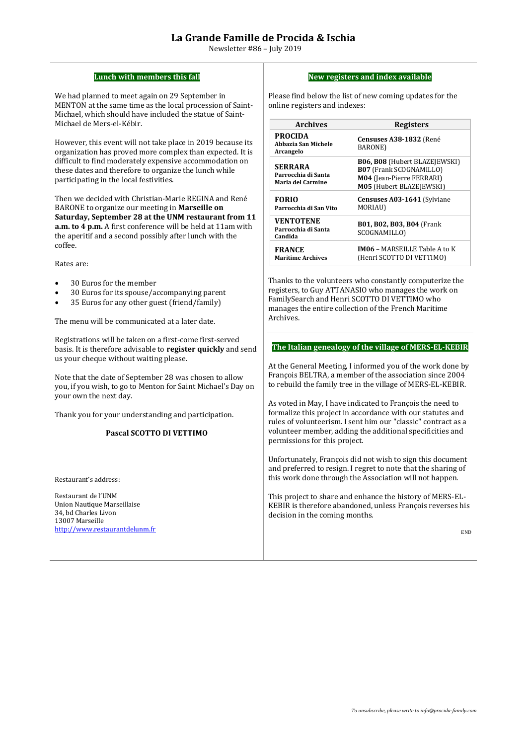# La Grande Famille de Procida & Ischia

Newsletter #86 – July 2019

## Lunch with members this fall

We had planned to meet again on 29 September in MENTON at the same time as the local procession of Saint-Michael, which should have included the statue of Saint-Michael de Mers-el-Kébir.

However, this event will not take place in 2019 because its organization has proved more complex than expected. It is difficult to find moderately expensive accommodation on these dates and therefore to organize the lunch while participating in the local festivities.

Then we decided with Christian-Marie REGINA and René BARONE to organize our meeting in **Marseille on Saturday, September 28 at the UNM restaurant from 11 a.m. to 4 p.m.** A first conference will be held at 11am with the aperitif and a second possibly after lunch with the coffee.

Rates are:

- 30 Euros for the member
- 30 Euros for its spouse/accompanying parent
- 35 Euros for any other guest (friend/family)

The menu will be communicated at a later date.

Registrations will be taken on a first-come first-served basis. It is therefore advisable to **register quickly** and send us your cheque without waiting please.

Note that the date of September 28 was chosen to allow you, if you wish, to go to Menton for Saint Michael's Day on your own the next day.

Thank you for your understanding and participation.

**Pascal SCOTTO DI VETTIMO**

Restaurant's address:

Restaurant de l'UNM
Union Nautique Marseillaise
34, bd Charles Livon
13007 Marseille
http://www.restaurantdelunm.fr

## New registers and index available

Please find below the list of new coming updates for the online registers and indexes:

| Archives | Registers |
|---|---|
| **PROCIDA** **Abbazia San Michele Arcangelo** | **Censuses A38-1832** (René BARONE) |
| **SERRARA** **Parrocchia di Santa Maria del Carmine** | **B06, B08** (Hubert BLAZEJEWSKI) **B07** (Frank SCOGNAMILLO) **M04** (Jean-Pierre FERRARI) **M05** (Hubert BLAZEJEWSKI) |
| **FORIO** **Parrocchia di San Vito** | **Censuses A03-1641** (Sylviane MORIAU) |
| **VENTOTENE** **Parrocchia di Santa Candida** | **B01, B02, B03, B04** (Frank SCOGNAMILLO) |
| **FRANCE** **Maritime Archives** | **IM06** – MARSEILLE Table A to K (Henri SCOTTO DI VETTIMO) |

Thanks to the volunteers who constantly computerize the registers, to Guy ATTANASIO who manages the work on FamilySearch and Henri SCOTTO DI VETTIMO who manages the entire collection of the French Maritime Archives.

## The Italian genealogy of the village of MERS-EL-KEBIR

At the General Meeting, I informed you of the work done by François BELTRA, a member of the association since 2004 to rebuild the family tree in the village of MERS-EL-KEBIR.

As voted in May, I have indicated to François the need to formalize this project in accordance with our statutes and rules of volunteerism. I sent him our "classic" contract as a volunteer member, adding the additional specificities and permissions for this project.

Unfortunately, François did not wish to sign this document and preferred to resign. I regret to note that the sharing of this work done through the Association will not happen.

This project to share and enhance the history of MERS-EL-KEBIR is therefore abandoned, unless François reverses his decision in the coming months.

END

*To unsubscribe, please write to info@procida-family.com*